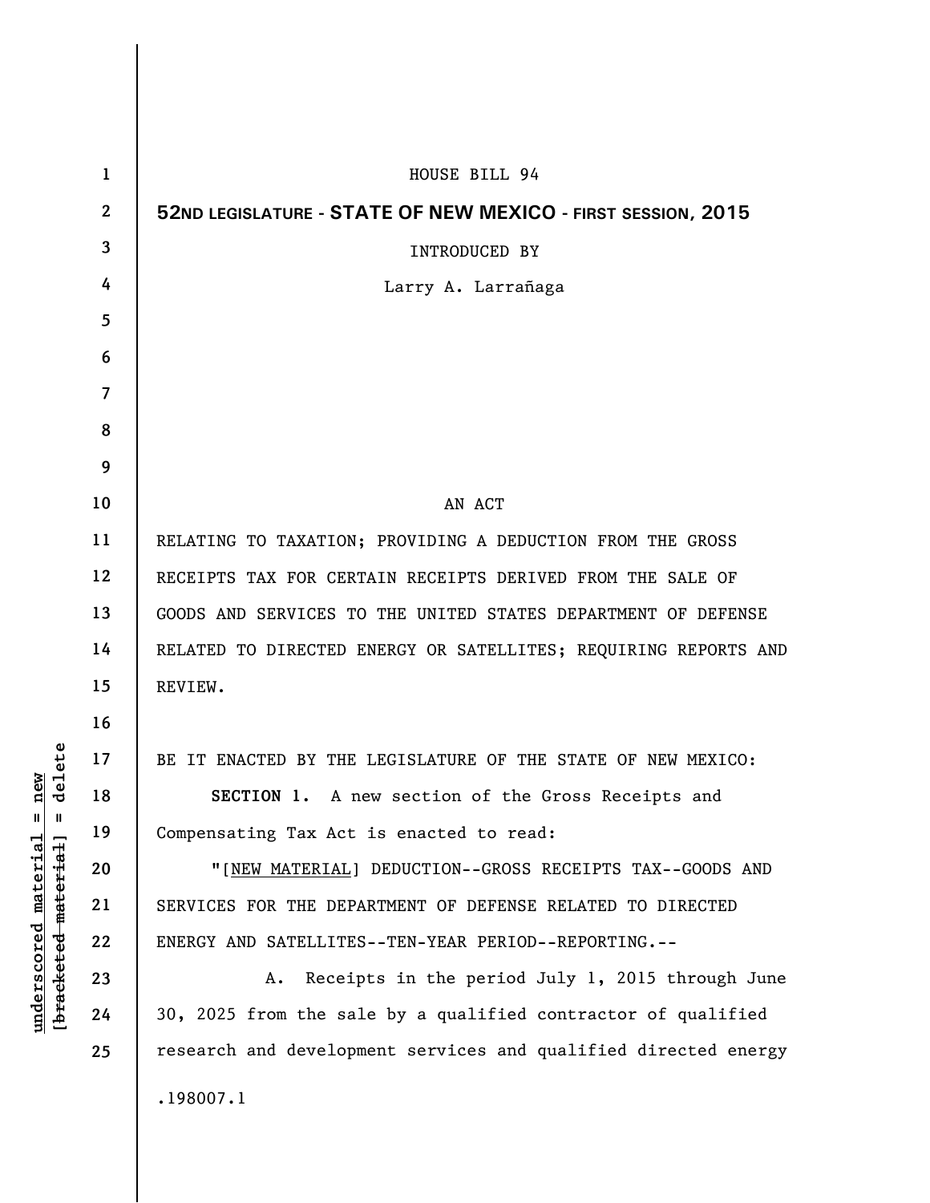HOUSE BILL 94

**52ND LEGISLATURE - STATE OF NEW MEXICO - FIRST SESSION, 2015**

INTRODUCED BY

Larry A. Larrañaga

AN ACT

RELATING TO TAXATION; PROVIDING A DEDUCTION FROM THE GROSS RECEIPTS TAX FOR CERTAIN RECEIPTS DERIVED FROM THE SALE OF GOODS AND SERVICES TO THE UNITED STATES DEPARTMENT OF DEFENSE RELATED TO DIRECTED ENERGY OR SATELLITES; REQUIRING REPORTS AND REVIEW.

BE IT ENACTED BY THE LEGISLATURE OF THE STATE OF NEW MEXICO:

**SECTION 1.** A new section of the Gross Receipts and Compensating Tax Act is enacted to read:

"[NEW MATERIAL] DEDUCTION--GROSS RECEIPTS TAX--GOODS AND SERVICES FOR THE DEPARTMENT OF DEFENSE RELATED TO DIRECTED ENERGY AND SATELLITES--TEN-YEAR PERIOD--REPORTING.--

A. Receipts in the period July 1, 2015 through June 30, 2025 from the sale by a qualified contractor of qualified research and development services and qualified directed energy

.198007.1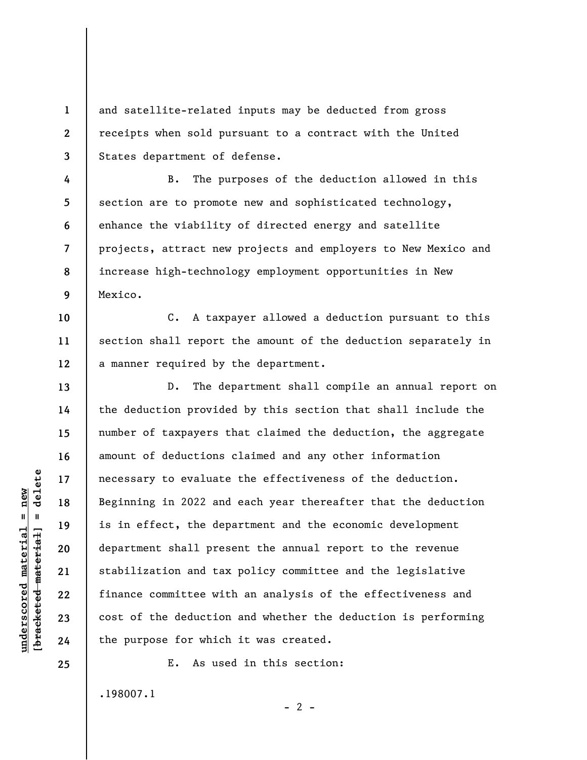and satellite-related inputs may be deducted from gross receipts when sold pursuant to a contract with the United States department of defense.

B. The purposes of the deduction allowed in this section are to promote new and sophisticated technology, enhance the viability of directed energy and satellite projects, attract new projects and employers to New Mexico and increase high-technology employment opportunities in New Mexico.

C. A taxpayer allowed a deduction pursuant to this section shall report the amount of the deduction separately in a manner required by the department.

D. The department shall compile an annual report on the deduction provided by this section that shall include the number of taxpayers that claimed the deduction, the aggregate amount of deductions claimed and any other information necessary to evaluate the effectiveness of the deduction. Beginning in 2022 and each year thereafter that the deduction is in effect, the department and the economic development department shall present the annual report to the revenue stabilization and tax policy committee and the legislative finance committee with an analysis of the effectiveness and cost of the deduction and whether the deduction is performing the purpose for which it was created.

E. As used in this section:

.198007.1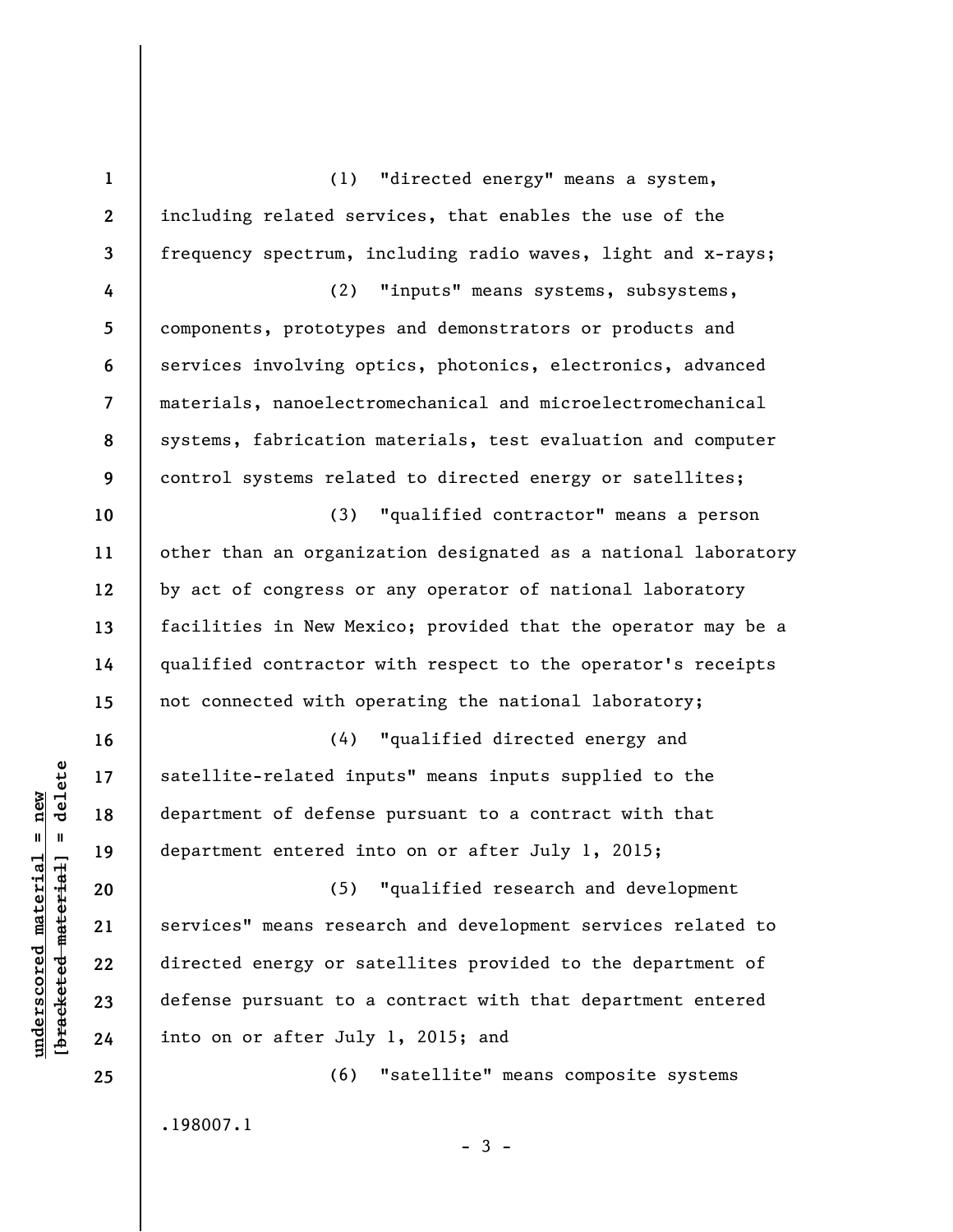(1) "directed energy" means a system, including related services, that enables the use of the frequency spectrum, including radio waves, light and x-rays;

(2) "inputs" means systems, subsystems, components, prototypes and demonstrators or products and services involving optics, photonics, electronics, advanced materials, nanoelectromechanical and microelectromechanical systems, fabrication materials, test evaluation and computer control systems related to directed energy or satellites;

(3) "qualified contractor" means a person other than an organization designated as a national laboratory by act of congress or any operator of national laboratory facilities in New Mexico; provided that the operator may be a qualified contractor with respect to the operator's receipts not connected with operating the national laboratory;

(4) "qualified directed energy and satellite-related inputs" means inputs supplied to the department of defense pursuant to a contract with that department entered into on or after July 1, 2015;

(5) "qualified research and development services" means research and development services related to directed energy or satellites provided to the department of defense pursuant to a contract with that department entered into on or after July 1, 2015; and

(6) "satellite" means composite systems

.198007.1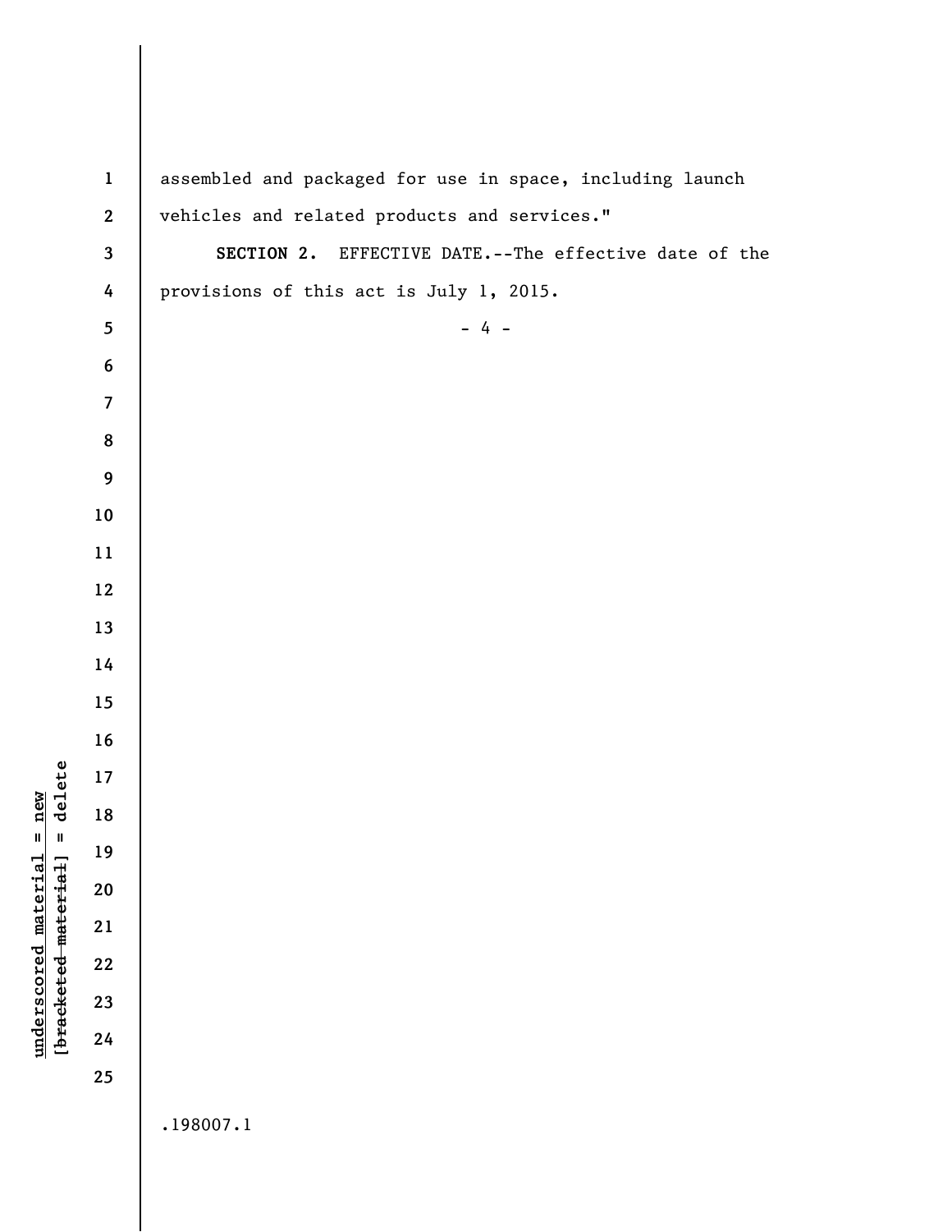assembled and packaged for use in space, including launch vehicles and related products and services."

**SECTION 2.** EFFECTIVE DATE.--The effective date of the provisions of this act is July 1, 2015.

.198007.1